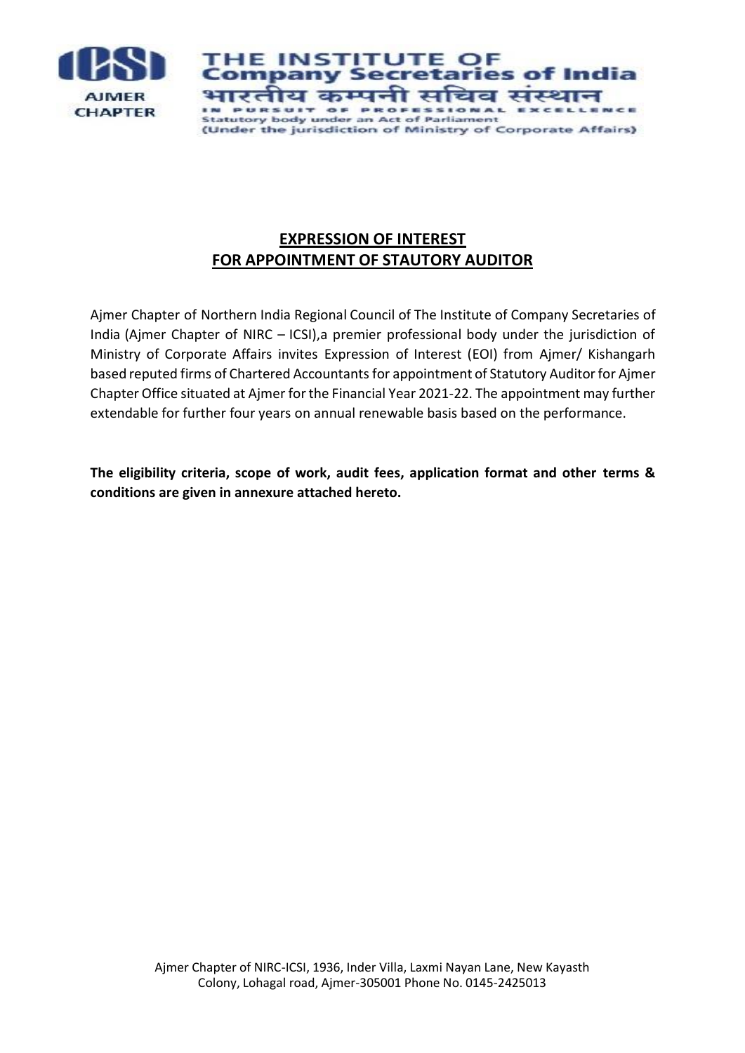AJMER CHAPTER

THE INSTITUTE OF
Company Secretaries of India
भारतीय कम्पनी सचिव संस्थान
IN PURSUIT OF PROFESSIONAL EXCELLENCE
Statutory body under an Act of Parliament
(Under the jurisdiction of Ministry of Corporate Affairs)

## EXPRESSION OF INTEREST
## FOR APPOINTMENT OF STAUTORY AUDITOR

Ajmer Chapter of Northern India Regional Council of The Institute of Company Secretaries of India (Ajmer Chapter of NIRC – ICSI),a premier professional body under the jurisdiction of Ministry of Corporate Affairs invites Expression of Interest (EOI) from Ajmer/ Kishangarh based reputed firms of Chartered Accountants for appointment of Statutory Auditor for Ajmer Chapter Office situated at Ajmer for the Financial Year 2021-22. The appointment may further extendable for further four years on annual renewable basis based on the performance.

**The eligibility criteria, scope of work, audit fees, application format and other terms & conditions are given in annexure attached hereto.**

Ajmer Chapter of NIRC-ICSI, 1936, Inder Villa, Laxmi Nayan Lane, New Kayasth Colony, Lohagal road, Ajmer-305001 Phone No. 0145-2425013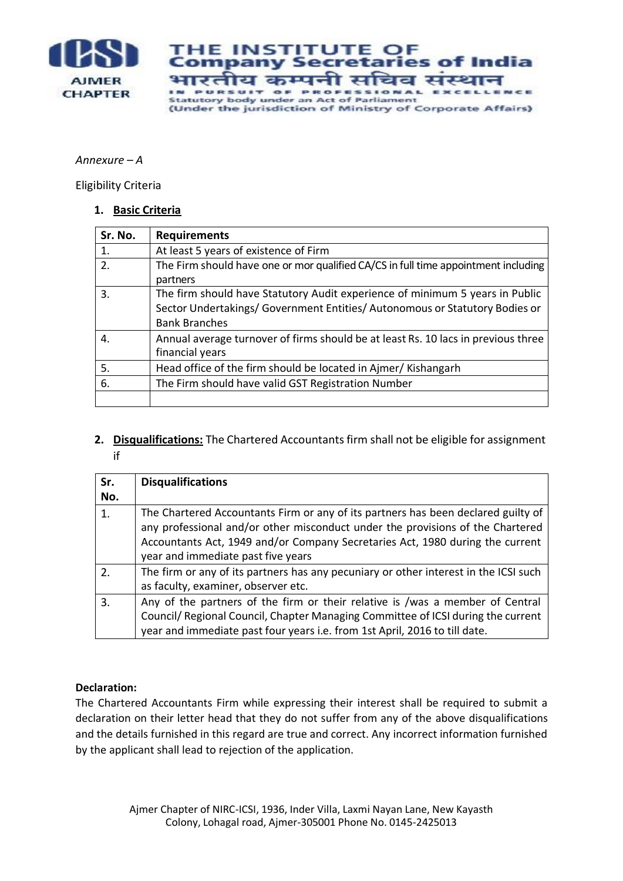*Annexure – A*

Eligibility Criteria

1. **Basic Criteria**

| Sr. No. | Requirements |
|---|---|
| 1. | At least 5 years of existence of Firm |
| 2. | The Firm should have one or mor qualified CA/CS in full time appointment including partners |
| 3. | The firm should have Statutory Audit experience of minimum 5 years in Public Sector Undertakings/ Government Entities/ Autonomous or Statutory Bodies or Bank Branches |
| 4. | Annual average turnover of firms should be at least Rs. 10 lacs in previous three financial years |
| 5. | Head office of the firm should be located in Ajmer/ Kishangarh |
| 6. | The Firm should have valid GST Registration Number |
| | |

2. **Disqualifications:** The Chartered Accountants firm shall not be eligible for assignment if

| Sr. No. | Disqualifications |
|---|---|
| 1. | The Chartered Accountants Firm or any of its partners has been declared guilty of any professional and/or other misconduct under the provisions of the Chartered Accountants Act, 1949 and/or Company Secretaries Act, 1980 during the current year and immediate past five years |
| 2. | The firm or any of its partners has any pecuniary or other interest in the ICSI such as faculty, examiner, observer etc. |
| 3. | Any of the partners of the firm or their relative is /was a member of Central Council/ Regional Council, Chapter Managing Committee of ICSI during the current year and immediate past four years i.e. from 1st April, 2016 to till date. |

**Declaration:**

The Chartered Accountants Firm while expressing their interest shall be required to submit a declaration on their letter head that they do not suffer from any of the above disqualifications and the details furnished in this regard are true and correct. Any incorrect information furnished by the applicant shall lead to rejection of the application.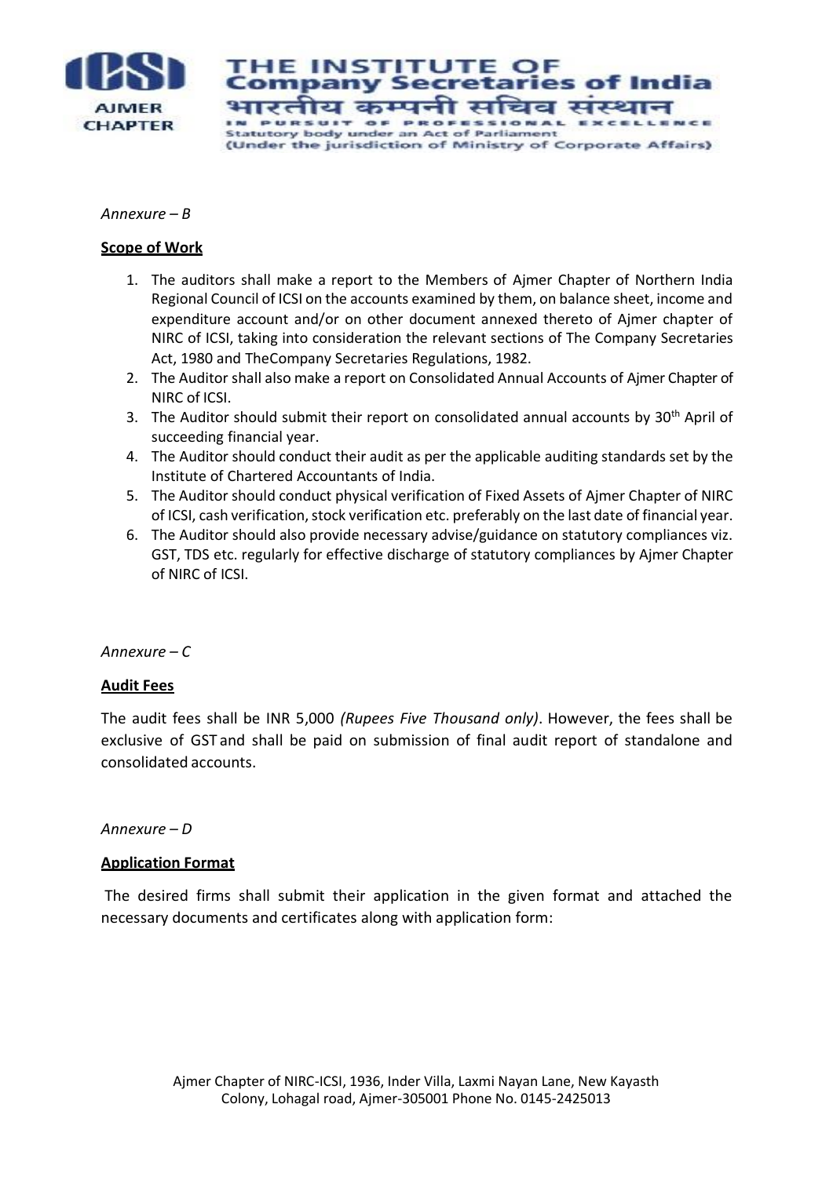*Annexure – B*

**Scope of Work**

1. The auditors shall make a report to the Members of Ajmer Chapter of Northern India Regional Council of ICSI on the accounts examined by them, on balance sheet, income and expenditure account and/or on other document annexed thereto of Ajmer chapter of NIRC of ICSI, taking into consideration the relevant sections of The Company Secretaries Act, 1980 and TheCompany Secretaries Regulations, 1982.
2. The Auditor shall also make a report on Consolidated Annual Accounts of Ajmer Chapter of NIRC of ICSI.
3. The Auditor should submit their report on consolidated annual accounts by 30th April of succeeding financial year.
4. The Auditor should conduct their audit as per the applicable auditing standards set by the Institute of Chartered Accountants of India.
5. The Auditor should conduct physical verification of Fixed Assets of Ajmer Chapter of NIRC of ICSI, cash verification, stock verification etc. preferably on the last date of financial year.
6. The Auditor should also provide necessary advise/guidance on statutory compliances viz. GST, TDS etc. regularly for effective discharge of statutory compliances by Ajmer Chapter of NIRC of ICSI.

*Annexure – C*

**Audit Fees**

The audit fees shall be INR 5,000 *(Rupees Five Thousand only)*. However, the fees shall be exclusive of GST and shall be paid on submission of final audit report of standalone and consolidated accounts.

*Annexure – D*

**Application Format**

The desired firms shall submit their application in the given format and attached the necessary documents and certificates along with application form: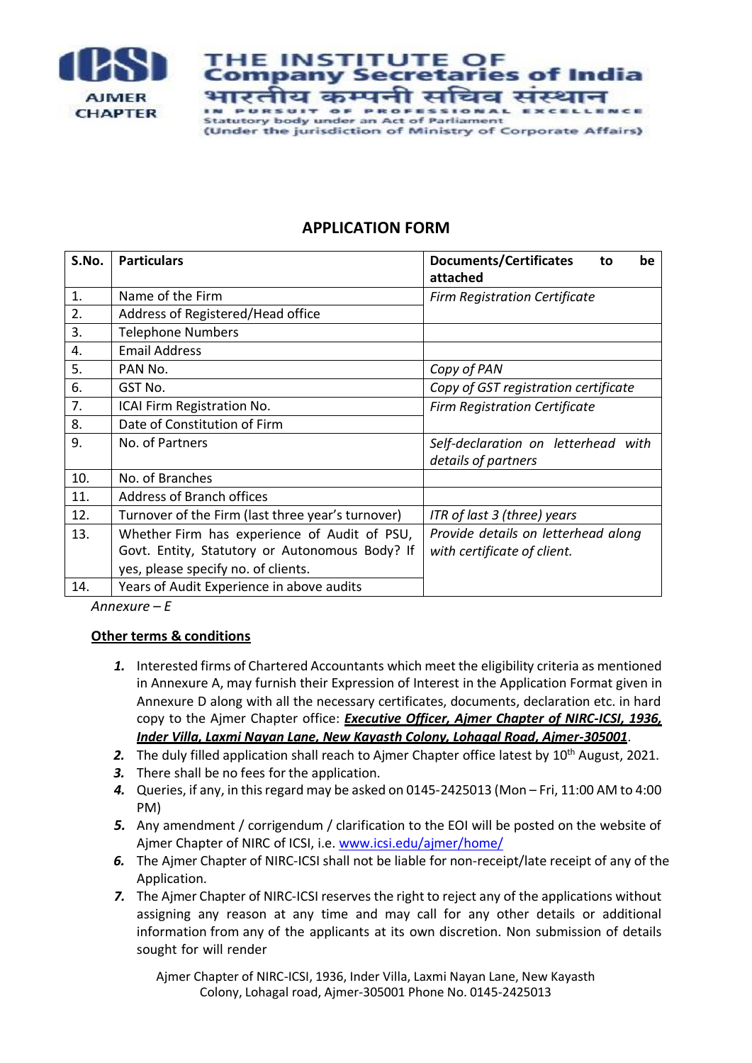THE INSTITUTE OF
Company Secretaries of India
भारतीय कम्पनी सचिव संस्थान
IN PURSUIT OF PROFESSIONAL EXCELLENCE
Statutory body under an Act of Parliament
(Under the jurisdiction of Ministry of Corporate Affairs)

AJMER CHAPTER

## APPLICATION FORM

| S.No. | Particulars | Documents/Certificates to be attached |
|---|---|---|
| 1. | Name of the Firm | *Firm Registration Certificate* |
| 2. | Address of Registered/Head office | |
| 3. | Telephone Numbers | |
| 4. | Email Address | |
| 5. | PAN No. | *Copy of PAN* |
| 6. | GST No. | *Copy of GST registration certificate* |
| 7. | ICAI Firm Registration No. | *Firm Registration Certificate* |
| 8. | Date of Constitution of Firm | |
| 9. | No. of Partners | *Self-declaration on letterhead with details of partners* |
| 10. | No. of Branches | |
| 11. | Address of Branch offices | |
| 12. | Turnover of the Firm (last three year's turnover) | *ITR of last 3 (three) years* |
| 13. | Whether Firm has experience of Audit of PSU, Govt. Entity, Statutory or Autonomous Body? If yes, please specify no. of clients. | *Provide details on letterhead along with certificate of client.* |
| 14. | Years of Audit Experience in above audits | |

*Annexure – E*

**Other terms & conditions**

1. Interested firms of Chartered Accountants which meet the eligibility criteria as mentioned in Annexure A, may furnish their Expression of Interest in the Application Format given in Annexure D along with all the necessary certificates, documents, declaration etc. in hard copy to the Ajmer Chapter office: ***Executive Officer, Ajmer Chapter of NIRC-ICSI, 1936, Inder Villa, Laxmi Nayan Lane, New Kayasth Colony, Lohagal Road, Ajmer-305001***.
2. The duly filled application shall reach to Ajmer Chapter office latest by 10th August, 2021.
3. There shall be no fees for the application.
4. Queries, if any, in this regard may be asked on 0145-2425013 (Mon – Fri, 11:00 AM to 4:00 PM)
5. Any amendment / corrigendum / clarification to the EOI will be posted on the website of Ajmer Chapter of NIRC of ICSI, i.e. www.icsi.edu/ajmer/home/
6. The Ajmer Chapter of NIRC-ICSI shall not be liable for non-receipt/late receipt of any of the Application.
7. The Ajmer Chapter of NIRC-ICSI reserves the right to reject any of the applications without assigning any reason at any time and may call for any other details or additional information from any of the applicants at its own discretion. Non submission of details sought for will render

Ajmer Chapter of NIRC-ICSI, 1936, Inder Villa, Laxmi Nayan Lane, New Kayasth Colony, Lohagal road, Ajmer-305001 Phone No. 0145-2425013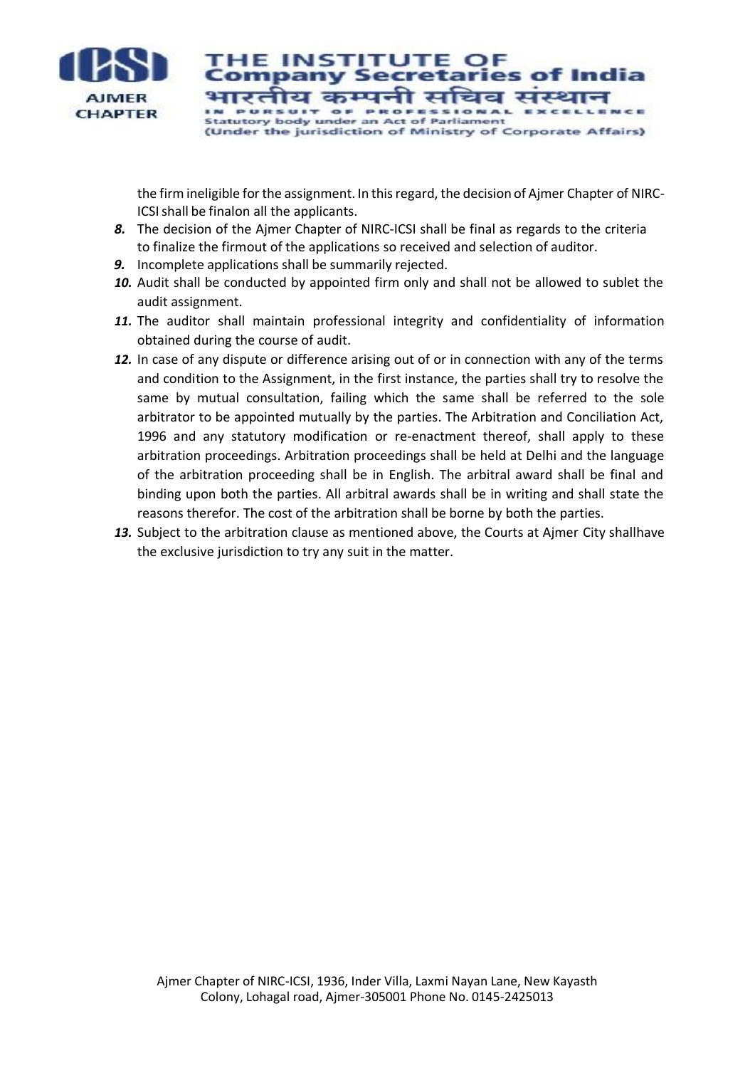the firm ineligible for the assignment. In this regard, the decision of Ajmer Chapter of NIRC-ICSI shall be finalon all the applicants.

8. The decision of the Ajmer Chapter of NIRC-ICSI shall be final as regards to the criteria to finalize the firmout of the applications so received and selection of auditor.
9. Incomplete applications shall be summarily rejected.
10. Audit shall be conducted by appointed firm only and shall not be allowed to sublet the audit assignment.
11. The auditor shall maintain professional integrity and confidentiality of information obtained during the course of audit.
12. In case of any dispute or difference arising out of or in connection with any of the terms and condition to the Assignment, in the first instance, the parties shall try to resolve the same by mutual consultation, failing which the same shall be referred to the sole arbitrator to be appointed mutually by the parties. The Arbitration and Conciliation Act, 1996 and any statutory modification or re-enactment thereof, shall apply to these arbitration proceedings. Arbitration proceedings shall be held at Delhi and the language of the arbitration proceeding shall be in English. The arbitral award shall be final and binding upon both the parties. All arbitral awards shall be in writing and shall state the reasons therefor. The cost of the arbitration shall be borne by both the parties.
13. Subject to the arbitration clause as mentioned above, the Courts at Ajmer City shallhave the exclusive jurisdiction to try any suit in the matter.